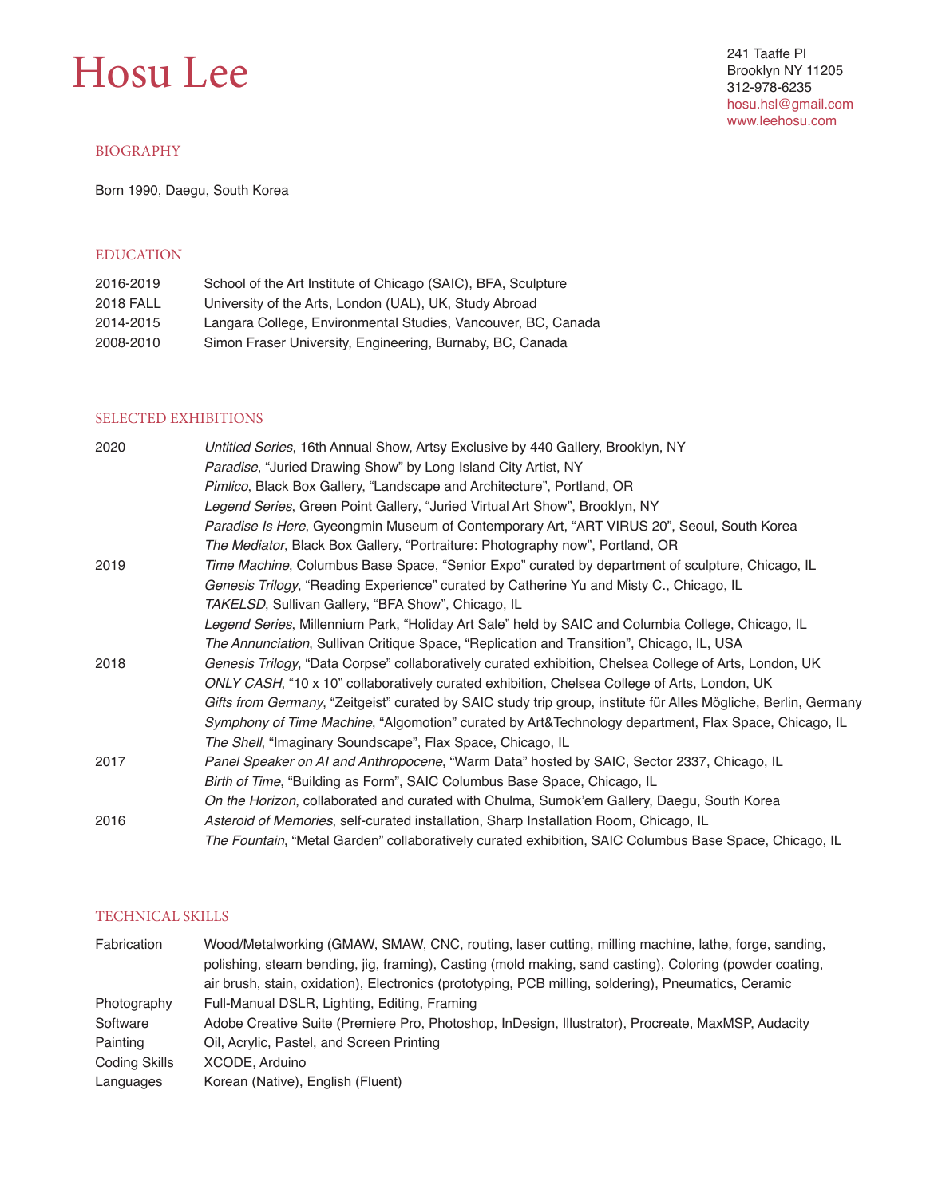# Hosu Lee

241 Taaffe Pl
Brooklyn NY 11205
312-978-6235
hosu.hsl@gmail.com
www.leehosu.com

## BIOGRAPHY

Born 1990, Daegu, South Korea

## EDUCATION

| | |
|---|---|
| 2016-2019 | School of the Art Institute of Chicago (SAIC), BFA, Sculpture |
| 2018 FALL | University of the Arts, London (UAL), UK, Study Abroad |
| 2014-2015 | Langara College, Environmental Studies, Vancouver, BC, Canada |
| 2008-2010 | Simon Fraser University, Engineering, Burnaby, BC, Canada |

## SELECTED EXHIBITIONS

**2020**

*Untitled Series*, 16th Annual Show, Artsy Exclusive by 440 Gallery, Brooklyn, NY
*Paradise*, “Juried Drawing Show” by Long Island City Artist, NY
*Pimlico*, Black Box Gallery, “Landscape and Architecture”, Portland, OR
*Legend Series*, Green Point Gallery, “Juried Virtual Art Show”, Brooklyn, NY
*Paradise Is Here*, Gyeongmin Museum of Contemporary Art, “ART VIRUS 20”, Seoul, South Korea
*The Mediator*, Black Box Gallery, “Portraiture: Photography now”, Portland, OR

**2019**

*Time Machine*, Columbus Base Space, “Senior Expo” curated by department of sculpture, Chicago, IL
*Genesis Trilogy*, “Reading Experience” curated by Catherine Yu and Misty C., Chicago, IL
*TAKELSD*, Sullivan Gallery, “BFA Show”, Chicago, IL
*Legend Series*, Millennium Park, “Holiday Art Sale” held by SAIC and Columbia College, Chicago, IL
*The Annunciation,* Sullivan Critique Space, “Replication and Transition”, Chicago, IL, USA

**2018**

*Genesis Trilogy*, “Data Corpse” collaboratively curated exhibition, Chelsea College of Arts, London, UK
*ONLY CASH*, “10 x 10” collaboratively curated exhibition, Chelsea College of Arts, London, UK
*Gifts from Germany*, “Zeitgeist” curated by SAIC study trip group, institute für Alles Mögliche, Berlin, Germany
*Symphony of Time Machine*, “Algomotion” curated by Art&Technology department, Flax Space, Chicago, IL
*The Shell*, “Imaginary Soundscape”, Flax Space, Chicago, IL

**2017**

*Panel Speaker on AI and Anthropocene*, “Warm Data” hosted by SAIC, Sector 2337, Chicago, IL
*Birth of Time*, “Building as Form”, SAIC Columbus Base Space, Chicago, IL
*On the Horizon*, collaborated and curated with Chulma, Sumok’em Gallery, Daegu, South Korea

**2016**

*Asteroid of Memories*, self-curated installation, Sharp Installation Room, Chicago, IL
*The Fountain*, “Metal Garden” collaboratively curated exhibition, SAIC Columbus Base Space, Chicago, IL

## TECHNICAL SKILLS

| | |
|---|---|
| Fabrication | Wood/Metalworking (GMAW, SMAW, CNC, routing, laser cutting, milling machine, lathe, forge, sanding, polishing, steam bending, jig, framing), Casting (mold making, sand casting), Coloring (powder coating, air brush, stain, oxidation), Electronics (prototyping, PCB milling, soldering), Pneumatics, Ceramic |
| Photography | Full-Manual DSLR, Lighting, Editing, Framing |
| Software | Adobe Creative Suite (Premiere Pro, Photoshop, InDesign, Illustrator), Procreate, MaxMSP, Audacity |
| Painting | Oil, Acrylic, Pastel, and Screen Printing |
| Coding Skills | XCODE, Arduino |
| Languages | Korean (Native), English (Fluent) |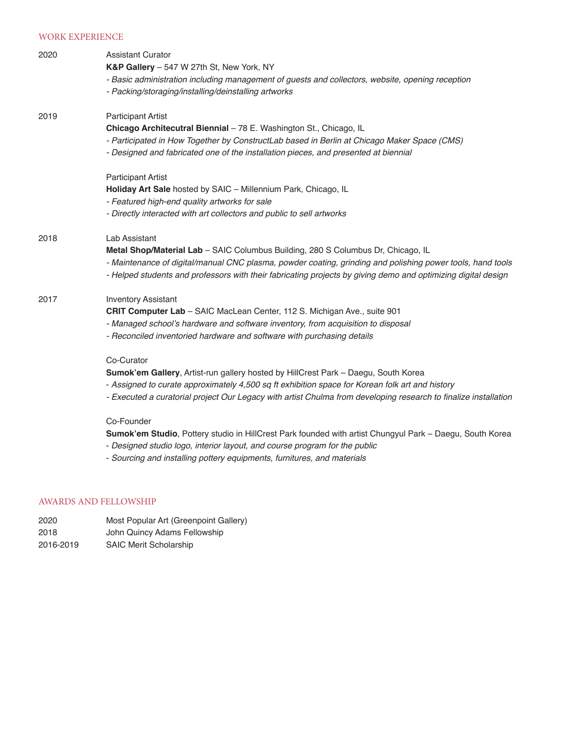## WORK EXPERIENCE

2020

Assistant Curator
**K&P Gallery** – 547 W 27th St, New York, NY
- *Basic administration including management of guests and collectors, website, opening reception*
- *Packing/storaging/installing/deinstalling artworks*

2019

Participant Artist
**Chicago Architecutral Biennial** – 78 E. Washington St., Chicago, IL
- *Participated in How Together by ConstructLab based in Berlin at Chicago Maker Space (CMS)*
- *Designed and fabricated one of the installation pieces, and presented at biennial*

Participant Artist
**Holiday Art Sale** hosted by SAIC – Millennium Park, Chicago, IL
- *Featured high-end quality artworks for sale*
- *Directly interacted with art collectors and public to sell artworks*

2018

Lab Assistant
**Metal Shop/Material Lab** – SAIC Columbus Building, 280 S Columbus Dr, Chicago, IL
- *Maintenance of digital/manual CNC plasma, powder coating, grinding and polishing power tools, hand tools*
- *Helped students and professors with their fabricating projects by giving demo and optimizing digital design*

2017

Inventory Assistant
**CRIT Computer Lab** – SAIC MacLean Center, 112 S. Michigan Ave., suite 901
- *Managed school's hardware and software inventory, from acquisition to disposal*
- *Reconciled inventoried hardware and software with purchasing details*

Co-Curator
**Sumok'em Gallery**, Artist-run gallery hosted by HillCrest Park – Daegu, South Korea
- *Assigned to curate approximately 4,500 sq ft exhibition space for Korean folk art and history*
- *Executed a curatorial project Our Legacy with artist Chulma from developing research to finalize installation*

Co-Founder
**Sumok'em Studio**, Pottery studio in HillCrest Park founded with artist Chungyul Park – Daegu, South Korea
- *Designed studio logo, interior layout, and course program for the public*
- *Sourcing and installing pottery equipments, furnitures, and materials*

## AWARDS AND FELLOWSHIP

2020 Most Popular Art (Greenpoint Gallery)
2018 John Quincy Adams Fellowship
2016-2019 SAIC Merit Scholarship